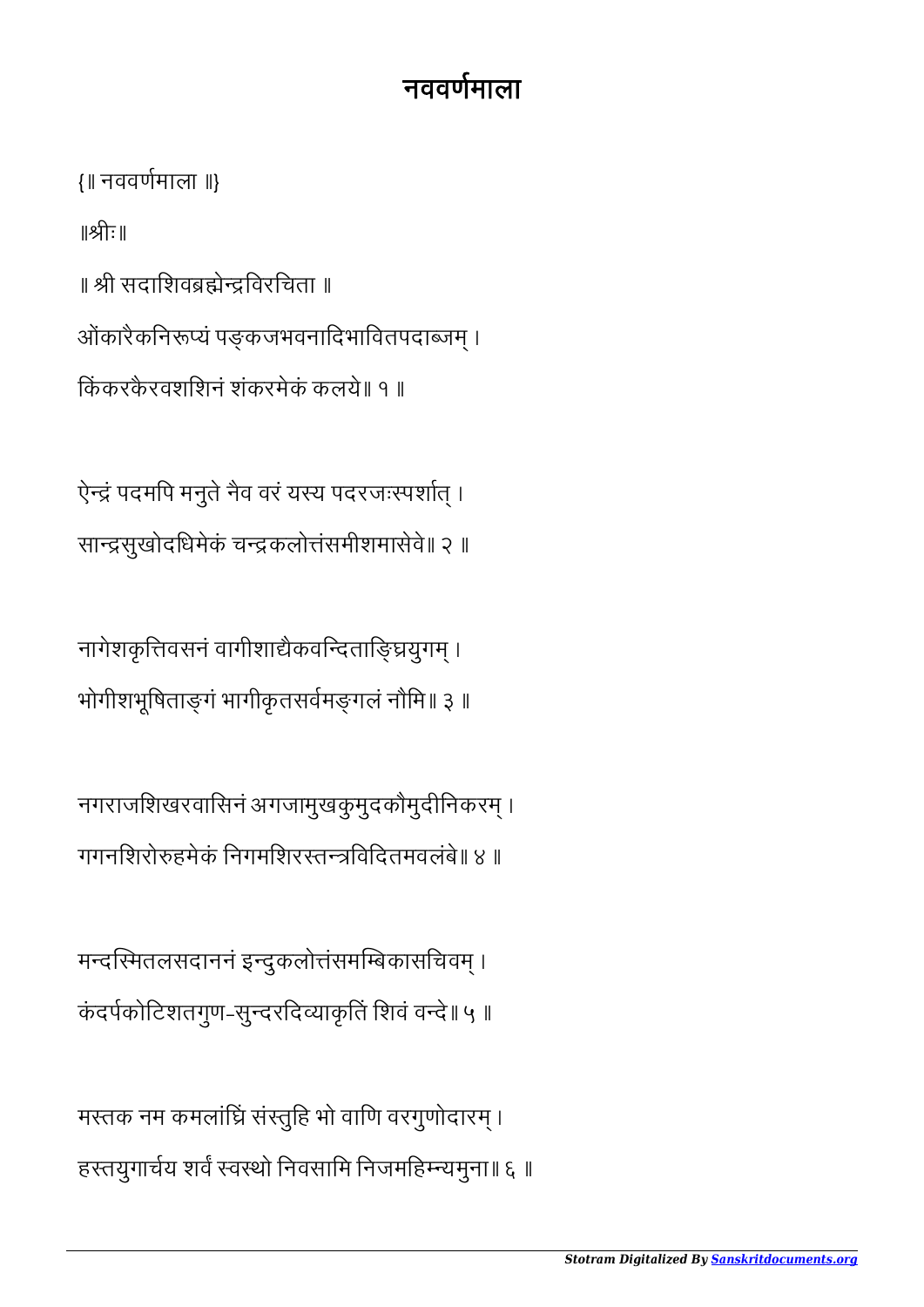# नववर्णमाला

{॥ नववर्णमाला ॥}

॥श्रीः॥

॥ श्री सदाशिवब्रह्मेन्द्रविरचिता ॥

ओंकारैकनिरूप्यं पङ्कजभवनादिभावितपदाब्जम् ।
किंकरकैरवशशिनं शंकरमेकं कलये॥ १ ॥

ऐन्द्रं पदमपि मनुते नैव वरं यस्य पदरजःस्पर्शात् ।
सान्द्रसुखोदधिमेकं चन्द्रकलोत्तंसमीशमासेवे॥ २ ॥

नागेशकृत्तिवसनं वागीशाद्यैकवन्दिताङ्घ्रियुगम् ।
भोगीशभूषिताङ्गं भागीकृतसर्वमङ्गलं नौमि॥ ३ ॥

नगराजशिखरवासिनं अगजामुखकुमुदकौमुदीनिकरम् ।
गगनशिरोरुहमेकं निगमशिरस्तन्त्रविदितमवलंबे॥ ४ ॥

मन्दस्मितलसदाननं इन्दुकलोत्तंसमम्बिकासचिवम् ।
कंदर्पकोटिशतगुण-सुन्दरदिव्याकृतिं शिवं वन्दे॥ ५ ॥

मस्तक नम कमलांघ्रिं संस्तुहि भो वाणि वरगुणोदारम् ।
हस्तयुगार्चय शर्वं स्वस्थो निवसामि निजमहिम्न्यमुना॥ ६ ॥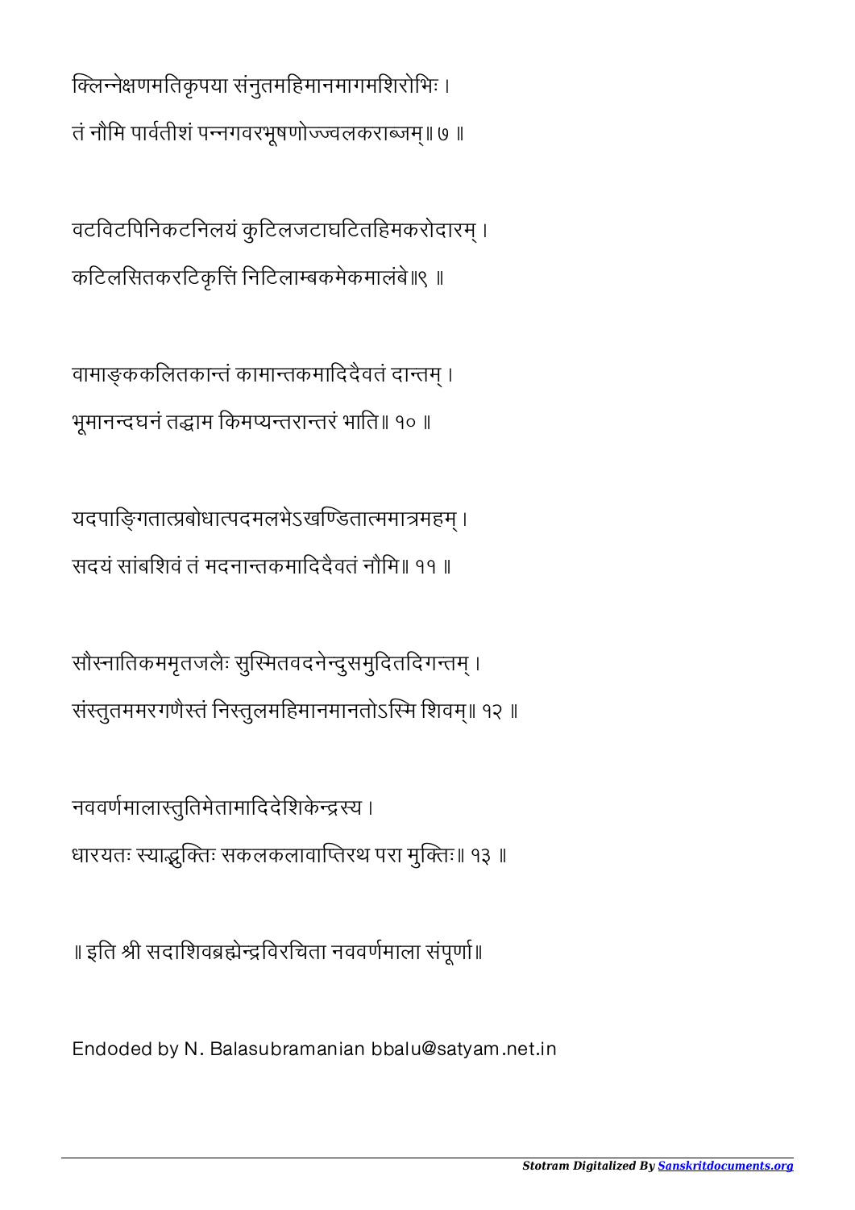क्लिन्नेक्षणमतिकृपया संनुतमहिमानमागमशिरोभिः ।
तं नौमि पार्वतीशं पन्नगवरभूषणोज्ज्वलकराब्जम् ॥ ७ ॥

वटविटपिनिकटनिलयं कुटिलजटाघटितहिमकरोदारम् ।
कटिलसितकरटिकृत्तिं निटिलाम्बकमेकमालंबे॥९ ॥

वामाङ्ककलितकान्तं कामान्तकमादिदैवतं दान्तम् ।
भूमानन्दघनं तद्धाम किमप्यन्तरान्तरं भाति॥ १० ॥

यदपाङ्गितात्प्रबोधात्पदमलभेऽखण्डितात्ममात्रमहम् ।
सदयं सांबशिवं तं मदनान्तकमादिदैवतं नौमि॥ ११ ॥

सौस्नातिकममृतजलैः सुस्मितवदनेन्दुसमुदितदिगन्तम् ।
संस्तुतममरगणैस्तं निस्तुलमहिमानमानतोऽस्मि शिवम्॥ १२ ॥

नववर्णमालास्तुतिमेतामादिदेशिकेन्द्रस्य ।
धारयतः स्याद्भुक्तिः सकलकलावाप्तिरथ परा मुक्तिः॥ १३ ॥

॥ इति श्री सदाशिवब्रह्मेन्द्रविरचिता नववर्णमाला संपूर्णा॥

Endoded by N. Balasubramanian bbalu@satyam.net.in

*Stotram Digitalized By Sanskritdocuments.org*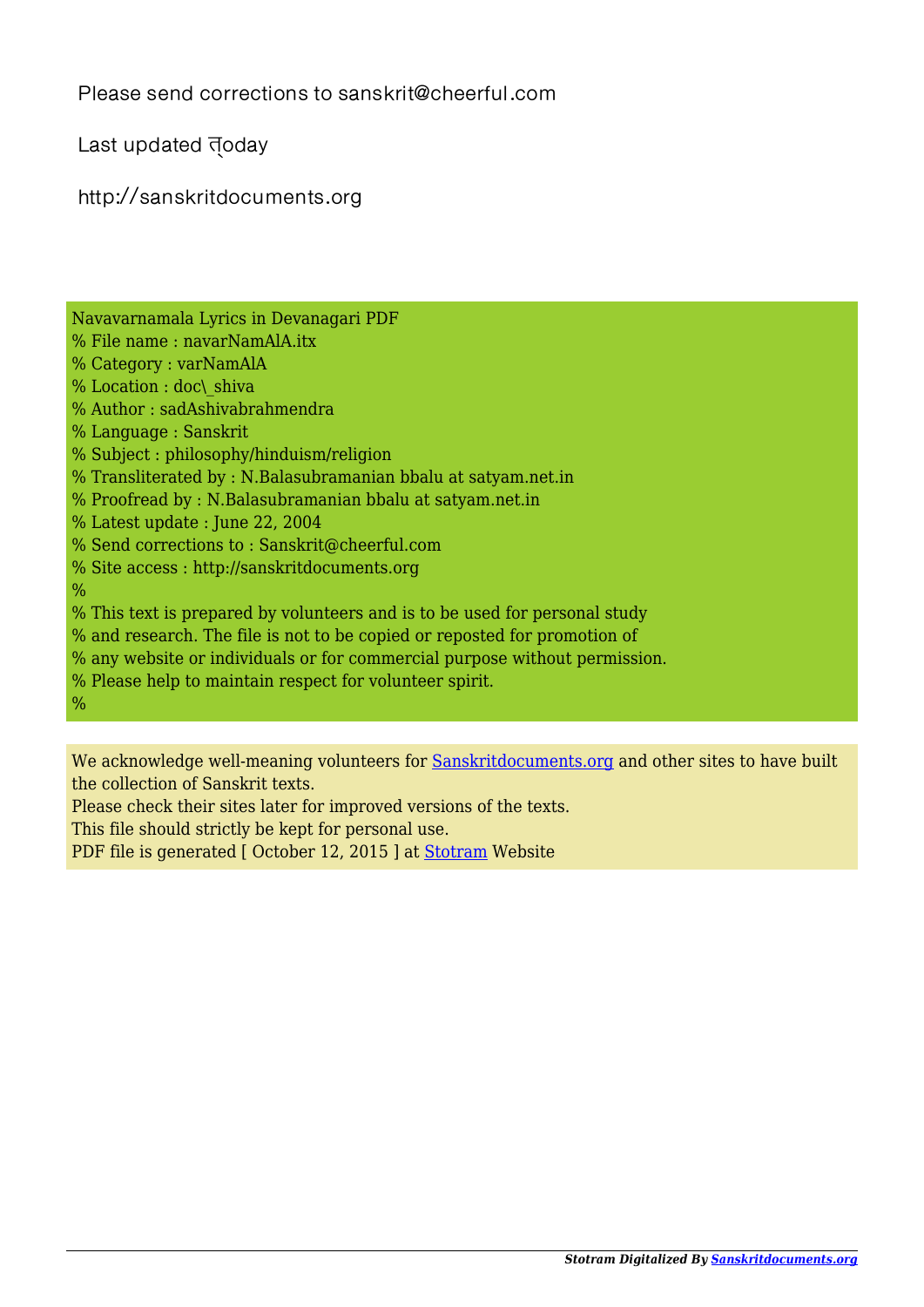Please send corrections to sanskrit@cheerful.com

Last updated त्oday

http://sanskritdocuments.org

Navavarnamala Lyrics in Devanagari PDF
% File name : navarNamAlA.itx
% Category : varNamAlA
% Location : doc\_shiva
% Author : sadAshivabrahmendra
% Language : Sanskrit
% Subject : philosophy/hinduism/religion
% Transliterated by : N.Balasubramanian bbalu at satyam.net.in
% Proofread by : N.Balasubramanian bbalu at satyam.net.in
% Latest update : June 22, 2004
% Send corrections to : Sanskrit@cheerful.com
% Site access : http://sanskritdocuments.org
%
% This text is prepared by volunteers and is to be used for personal study
% and research. The file is not to be copied or reposted for promotion of
% any website or individuals or for commercial purpose without permission.
% Please help to maintain respect for volunteer spirit.
%

We acknowledge well-meaning volunteers for Sanskritdocuments.org and other sites to have built the collection of Sanskrit texts.
Please check their sites later for improved versions of the texts.
This file should strictly be kept for personal use.
PDF file is generated [ October 12, 2015 ] at Stotram Website

*Stotram Digitalized By Sanskritdocuments.org*